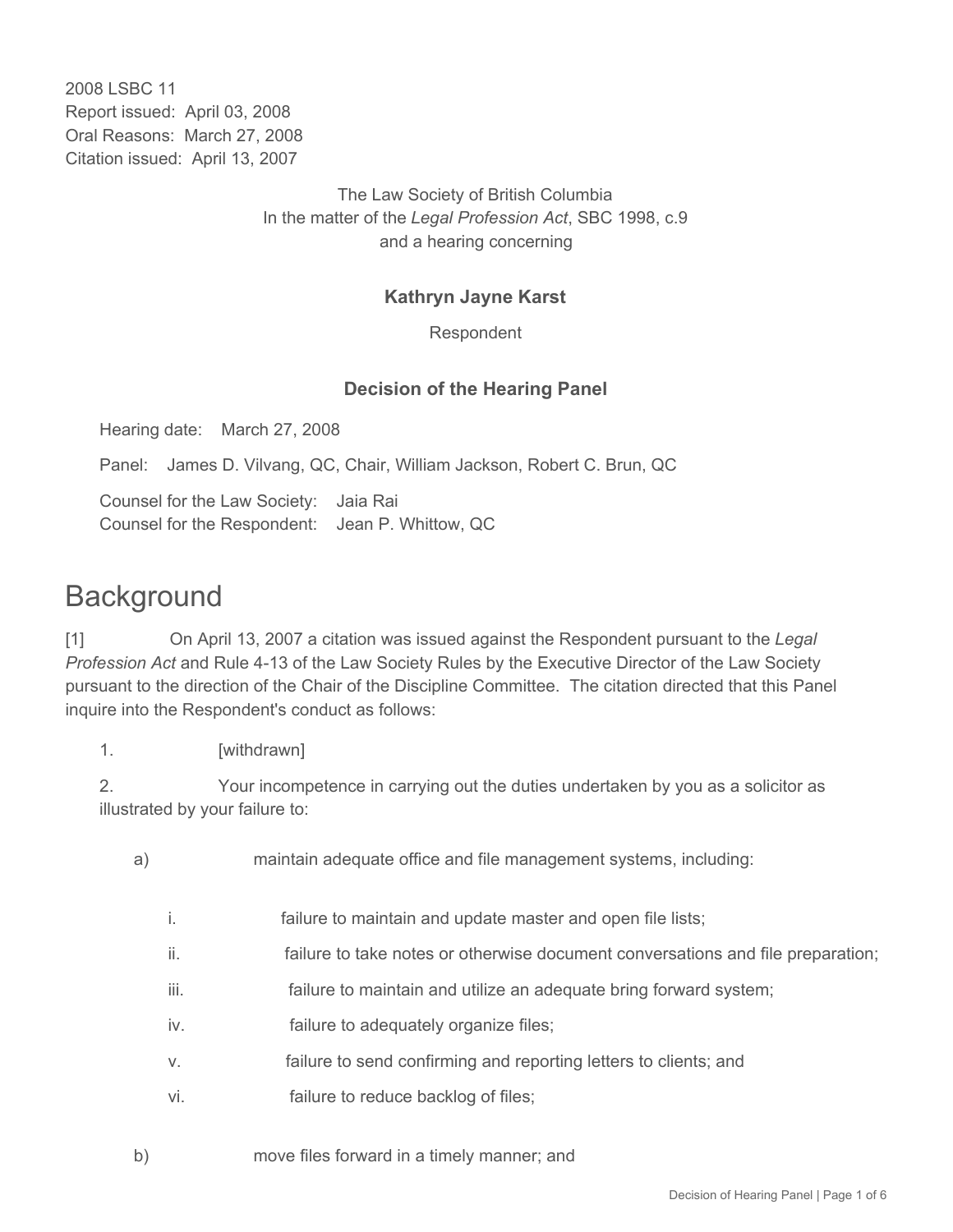2008 LSBC 11
Report issued: April 03, 2008
Oral Reasons: March 27, 2008
Citation issued: April 13, 2007

The Law Society of British Columbia
In the matter of the *Legal Profession Act*, SBC 1998, c.9
and a hearing concerning

**Kathryn Jayne Karst**

Respondent

**Decision of the Hearing Panel**

Hearing date: March 27, 2008

Panel: James D. Vilvang, QC, Chair, William Jackson, Robert C. Brun, QC

Counsel for the Law Society: Jaia Rai
Counsel for the Respondent: Jean P. Whittow, QC

# Background

[1] On April 13, 2007 a citation was issued against the Respondent pursuant to the *Legal Profession Act* and Rule 4-13 of the Law Society Rules by the Executive Director of the Law Society pursuant to the direction of the Chair of the Discipline Committee. The citation directed that this Panel inquire into the Respondent's conduct as follows:

1. [withdrawn]

2. Your incompetence in carrying out the duties undertaken by you as a solicitor as illustrated by your failure to:

   a) maintain adequate office and file management systems, including:

      i. failure to maintain and update master and open file lists;

      ii. failure to take notes or otherwise document conversations and file preparation;

      iii. failure to maintain and utilize an adequate bring forward system;

      iv. failure to adequately organize files;

      v. failure to send confirming and reporting letters to clients; and

      vi. failure to reduce backlog of files;

   b) move files forward in a timely manner; and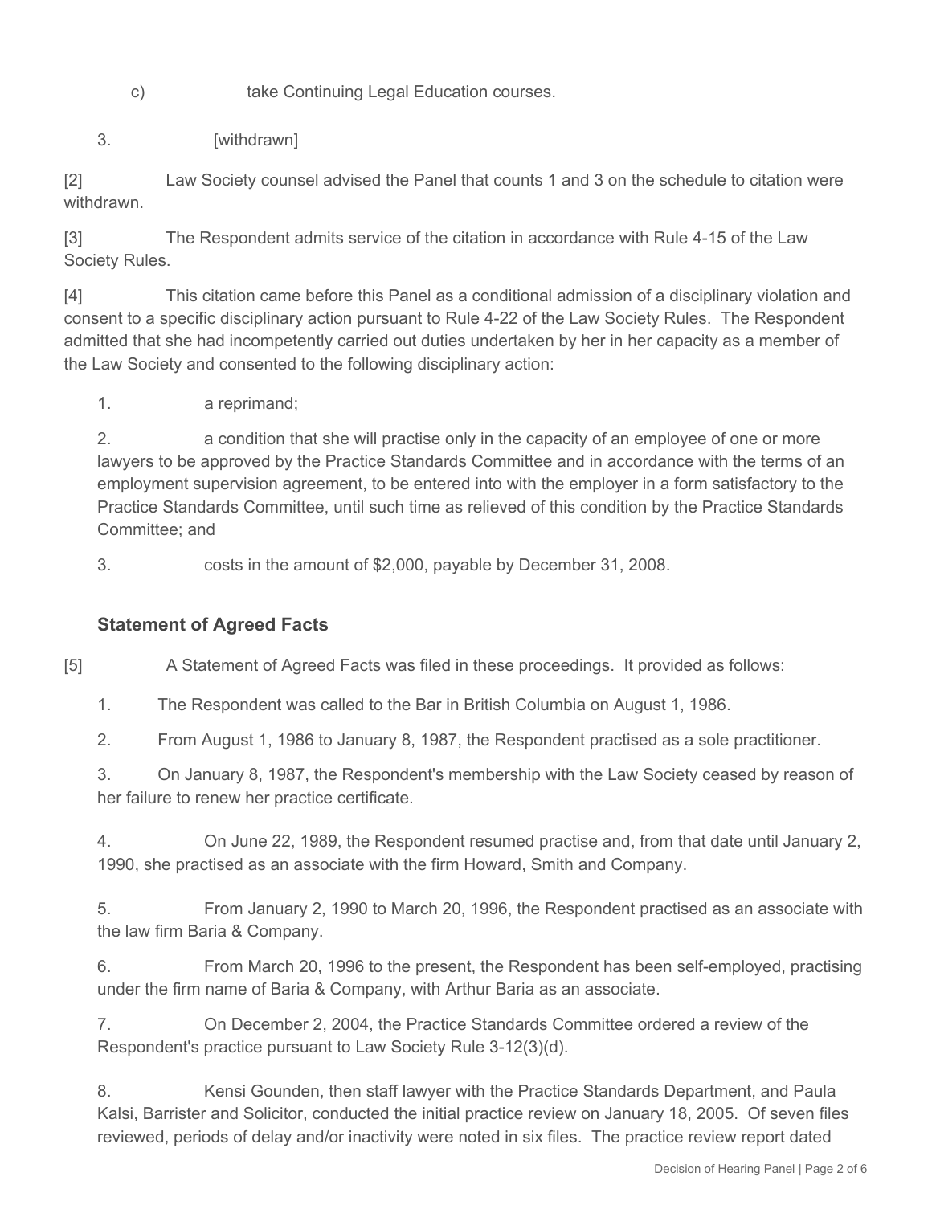c) take Continuing Legal Education courses.

3. [withdrawn]

[2] Law Society counsel advised the Panel that counts 1 and 3 on the schedule to citation were withdrawn.

[3] The Respondent admits service of the citation in accordance with Rule 4-15 of the Law Society Rules.

[4] This citation came before this Panel as a conditional admission of a disciplinary violation and consent to a specific disciplinary action pursuant to Rule 4-22 of the Law Society Rules. The Respondent admitted that she had incompetently carried out duties undertaken by her in her capacity as a member of the Law Society and consented to the following disciplinary action:

1. a reprimand;

2. a condition that she will practise only in the capacity of an employee of one or more lawyers to be approved by the Practice Standards Committee and in accordance with the terms of an employment supervision agreement, to be entered into with the employer in a form satisfactory to the Practice Standards Committee, until such time as relieved of this condition by the Practice Standards Committee; and

3. costs in the amount of $2,000, payable by December 31, 2008.

## Statement of Agreed Facts

[5] A Statement of Agreed Facts was filed in these proceedings. It provided as follows:

1. The Respondent was called to the Bar in British Columbia on August 1, 1986.

2. From August 1, 1986 to January 8, 1987, the Respondent practised as a sole practitioner.

3. On January 8, 1987, the Respondent's membership with the Law Society ceased by reason of her failure to renew her practice certificate.

4. On June 22, 1989, the Respondent resumed practise and, from that date until January 2, 1990, she practised as an associate with the firm Howard, Smith and Company.

5. From January 2, 1990 to March 20, 1996, the Respondent practised as an associate with the law firm Baria & Company.

6. From March 20, 1996 to the present, the Respondent has been self-employed, practising under the firm name of Baria & Company, with Arthur Baria as an associate.

7. On December 2, 2004, the Practice Standards Committee ordered a review of the Respondent's practice pursuant to Law Society Rule 3-12(3)(d).

8. Kensi Gounden, then staff lawyer with the Practice Standards Department, and Paula Kalsi, Barrister and Solicitor, conducted the initial practice review on January 18, 2005. Of seven files reviewed, periods of delay and/or inactivity were noted in six files. The practice review report dated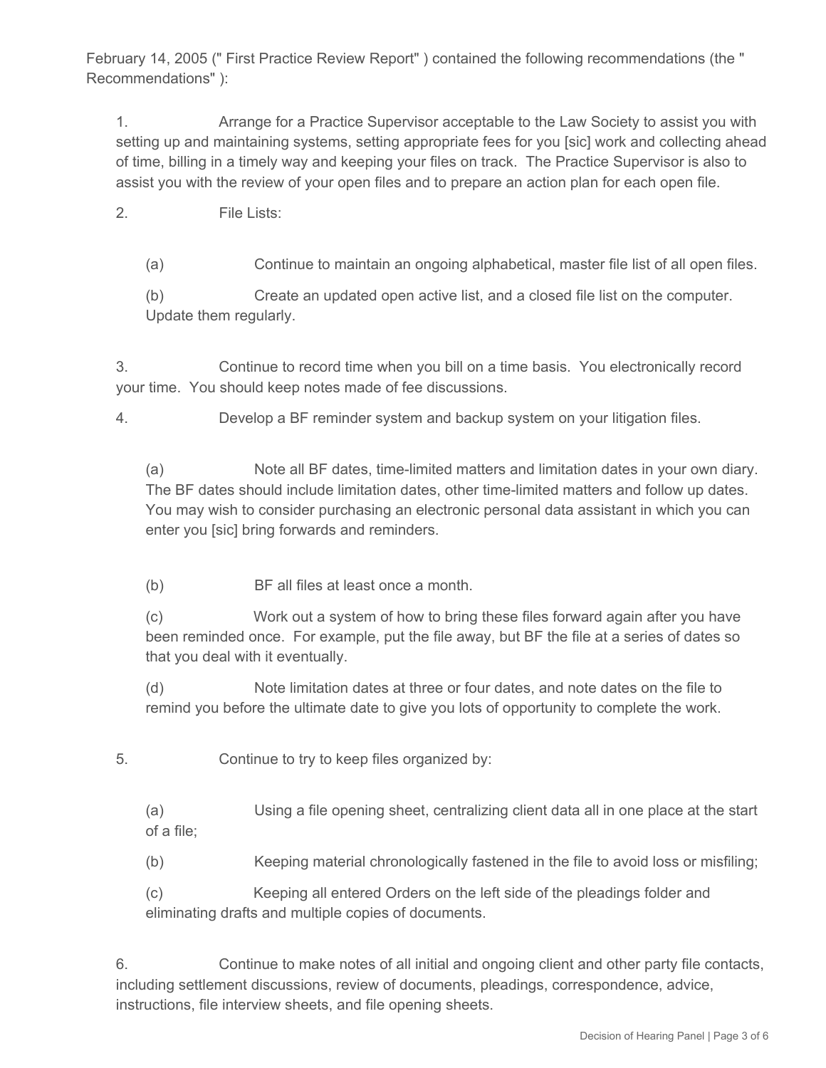February 14, 2005 (" First Practice Review Report" ) contained the following recommendations (the " Recommendations" ):

1. Arrange for a Practice Supervisor acceptable to the Law Society to assist you with setting up and maintaining systems, setting appropriate fees for you [sic] work and collecting ahead of time, billing in a timely way and keeping your files on track. The Practice Supervisor is also to assist you with the review of your open files and to prepare an action plan for each open file.

2. File Lists:

   (a) Continue to maintain an ongoing alphabetical, master file list of all open files.

   (b) Create an updated open active list, and a closed file list on the computer. Update them regularly.

3. Continue to record time when you bill on a time basis. You electronically record your time. You should keep notes made of fee discussions.

4. Develop a BF reminder system and backup system on your litigation files.

   (a) Note all BF dates, time-limited matters and limitation dates in your own diary. The BF dates should include limitation dates, other time-limited matters and follow up dates. You may wish to consider purchasing an electronic personal data assistant in which you can enter you [sic] bring forwards and reminders.

   (b) BF all files at least once a month.

   (c) Work out a system of how to bring these files forward again after you have been reminded once. For example, put the file away, but BF the file at a series of dates so that you deal with it eventually.

   (d) Note limitation dates at three or four dates, and note dates on the file to remind you before the ultimate date to give you lots of opportunity to complete the work.

5. Continue to try to keep files organized by:

   (a) Using a file opening sheet, centralizing client data all in one place at the start of a file;

   (b) Keeping material chronologically fastened in the file to avoid loss or misfiling;

   (c) Keeping all entered Orders on the left side of the pleadings folder and eliminating drafts and multiple copies of documents.

6. Continue to make notes of all initial and ongoing client and other party file contacts, including settlement discussions, review of documents, pleadings, correspondence, advice, instructions, file interview sheets, and file opening sheets.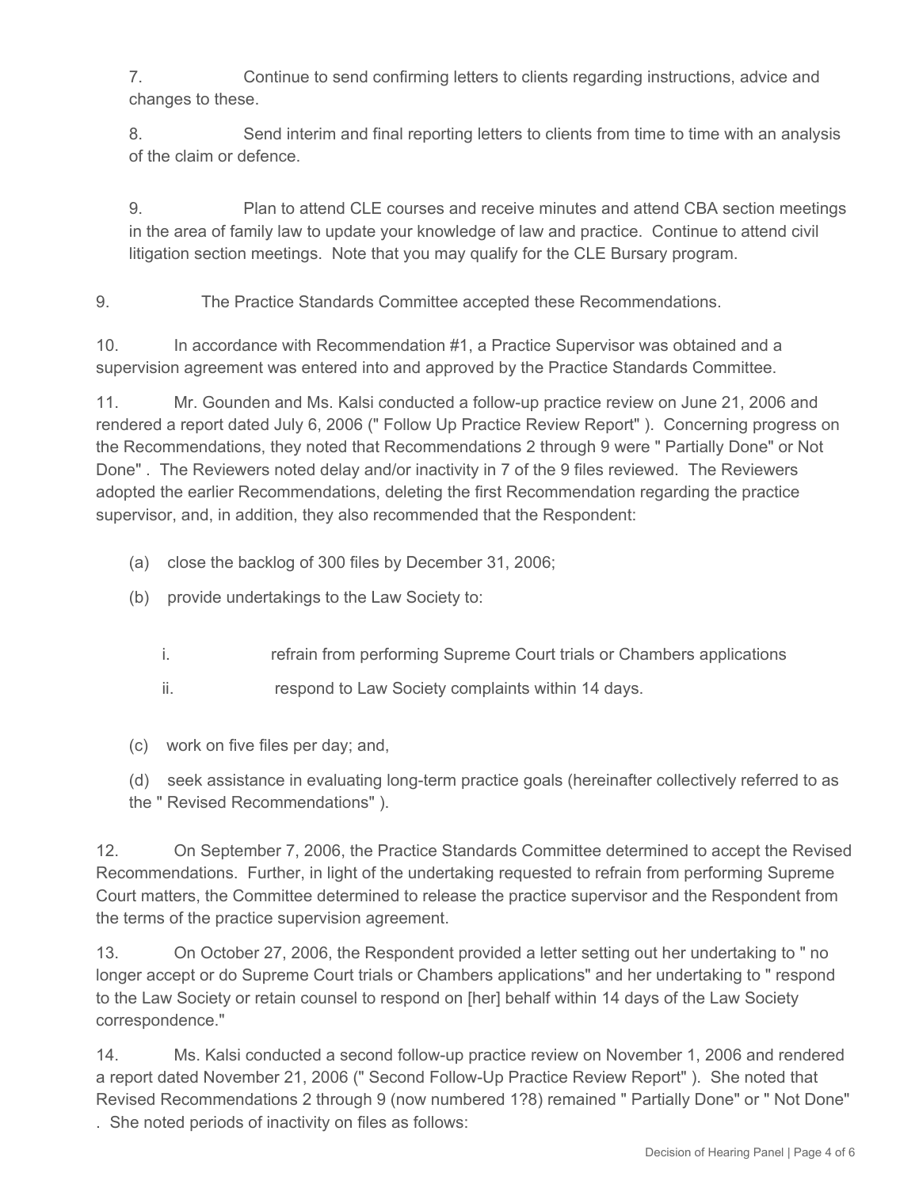7. Continue to send confirming letters to clients regarding instructions, advice and changes to these.

8. Send interim and final reporting letters to clients from time to time with an analysis of the claim or defence.

9. Plan to attend CLE courses and receive minutes and attend CBA section meetings in the area of family law to update your knowledge of law and practice. Continue to attend civil litigation section meetings. Note that you may qualify for the CLE Bursary program.

9. The Practice Standards Committee accepted these Recommendations.

10. In accordance with Recommendation #1, a Practice Supervisor was obtained and a supervision agreement was entered into and approved by the Practice Standards Committee.

11. Mr. Gounden and Ms. Kalsi conducted a follow-up practice review on June 21, 2006 and rendered a report dated July 6, 2006 (" Follow Up Practice Review Report" ). Concerning progress on the Recommendations, they noted that Recommendations 2 through 9 were " Partially Done" or Not Done" . The Reviewers noted delay and/or inactivity in 7 of the 9 files reviewed. The Reviewers adopted the earlier Recommendations, deleting the first Recommendation regarding the practice supervisor, and, in addition, they also recommended that the Respondent:

(a) close the backlog of 300 files by December 31, 2006;

(b) provide undertakings to the Law Society to:

  i. refrain from performing Supreme Court trials or Chambers applications

  ii. respond to Law Society complaints within 14 days.

(c) work on five files per day; and,

(d) seek assistance in evaluating long-term practice goals (hereinafter collectively referred to as the " Revised Recommendations" ).

12. On September 7, 2006, the Practice Standards Committee determined to accept the Revised Recommendations. Further, in light of the undertaking requested to refrain from performing Supreme Court matters, the Committee determined to release the practice supervisor and the Respondent from the terms of the practice supervision agreement.

13. On October 27, 2006, the Respondent provided a letter setting out her undertaking to " no longer accept or do Supreme Court trials or Chambers applications" and her undertaking to " respond to the Law Society or retain counsel to respond on [her] behalf within 14 days of the Law Society correspondence."

14. Ms. Kalsi conducted a second follow-up practice review on November 1, 2006 and rendered a report dated November 21, 2006 (" Second Follow-Up Practice Review Report" ). She noted that Revised Recommendations 2 through 9 (now numbered 1?8) remained " Partially Done" or " Not Done" . She noted periods of inactivity on files as follows: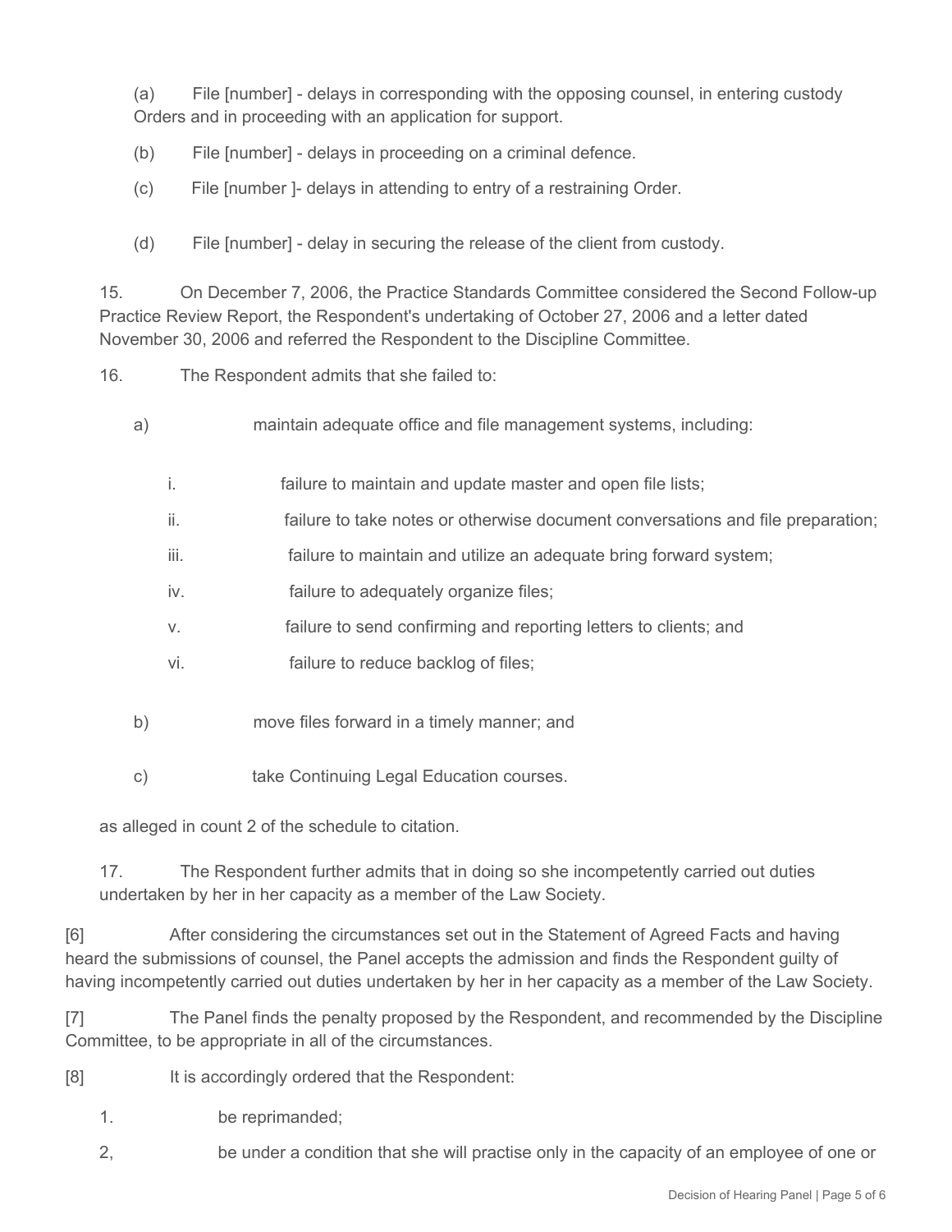(a) File [number] - delays in corresponding with the opposing counsel, in entering custody Orders and in proceeding with an application for support.

(b) File [number] - delays in proceeding on a criminal defence.

(c) File [number ]- delays in attending to entry of a restraining Order.

(d) File [number] - delay in securing the release of the client from custody.

15. On December 7, 2006, the Practice Standards Committee considered the Second Follow-up Practice Review Report, the Respondent's undertaking of October 27, 2006 and a letter dated November 30, 2006 and referred the Respondent to the Discipline Committee.

16. The Respondent admits that she failed to:

a) maintain adequate office and file management systems, including:

   i. failure to maintain and update master and open file lists;

   ii. failure to take notes or otherwise document conversations and file preparation;

   iii. failure to maintain and utilize an adequate bring forward system;

   iv. failure to adequately organize files;

   v. failure to send confirming and reporting letters to clients; and

   vi. failure to reduce backlog of files;

b) move files forward in a timely manner; and

c) take Continuing Legal Education courses.

as alleged in count 2 of the schedule to citation.

17. The Respondent further admits that in doing so she incompetently carried out duties undertaken by her in her capacity as a member of the Law Society.

[6] After considering the circumstances set out in the Statement of Agreed Facts and having heard the submissions of counsel, the Panel accepts the admission and finds the Respondent guilty of having incompetently carried out duties undertaken by her in her capacity as a member of the Law Society.

[7] The Panel finds the penalty proposed by the Respondent, and recommended by the Discipline Committee, to be appropriate in all of the circumstances.

[8] It is accordingly ordered that the Respondent:

1. be reprimanded;

2, be under a condition that she will practise only in the capacity of an employee of one or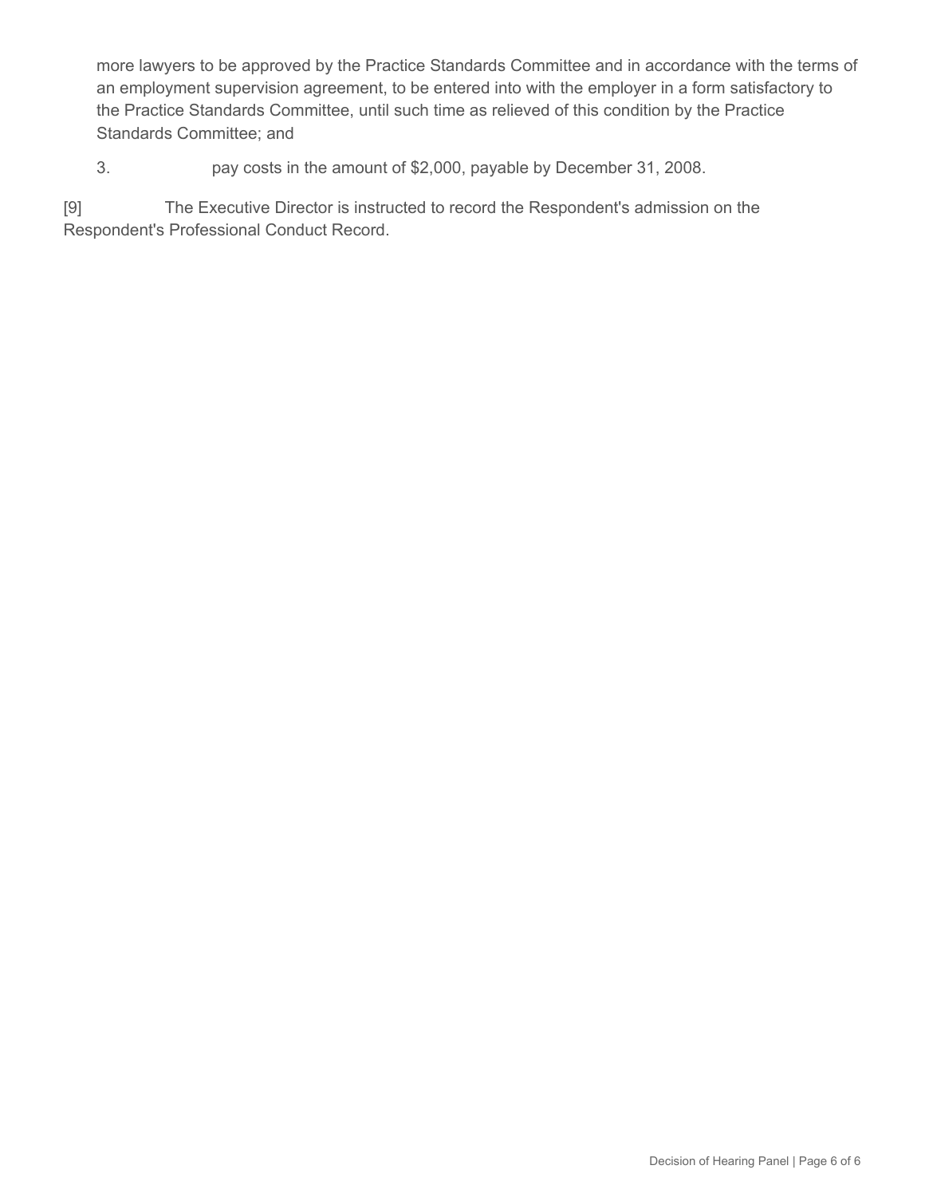more lawyers to be approved by the Practice Standards Committee and in accordance with the terms of an employment supervision agreement, to be entered into with the employer in a form satisfactory to the Practice Standards Committee, until such time as relieved of this condition by the Practice Standards Committee; and

3. pay costs in the amount of $2,000, payable by December 31, 2008.

[9] The Executive Director is instructed to record the Respondent's admission on the Respondent's Professional Conduct Record.